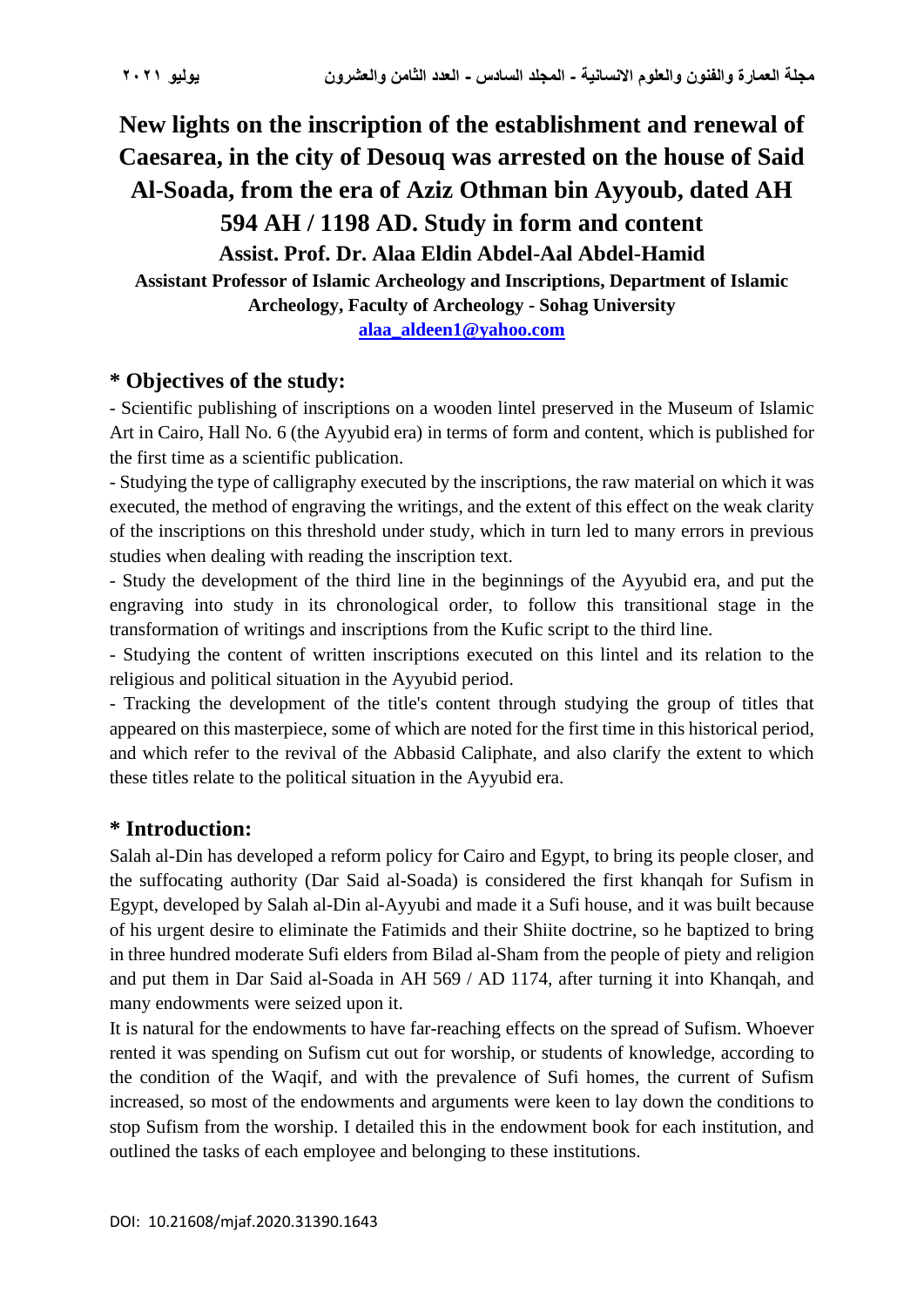# New lights on the inscription of the establishment and renewal of Caesarea, in the city of Desouq was arrested on the house of Said Al-Soada, from the era of Aziz Othman bin Ayyoub, dated AH 594 AH / 1198 AD. Study in form and content

**Assist. Prof. Dr. Alaa Eldin Abdel-Aal Abdel-Hamid**

**Assistant Professor of Islamic Archeology and Inscriptions, Department of Islamic Archeology, Faculty of Archeology - Sohag University**

alaa_aldeen1@yahoo.com

## * Objectives of the study:

- Scientific publishing of inscriptions on a wooden lintel preserved in the Museum of Islamic Art in Cairo, Hall No. 6 (the Ayyubid era) in terms of form and content, which is published for the first time as a scientific publication.
- Studying the type of calligraphy executed by the inscriptions, the raw material on which it was executed, the method of engraving the writings, and the extent of this effect on the weak clarity of the inscriptions on this threshold under study, which in turn led to many errors in previous studies when dealing with reading the inscription text.
- Study the development of the third line in the beginnings of the Ayyubid era, and put the engraving into study in its chronological order, to follow this transitional stage in the transformation of writings and inscriptions from the Kufic script to the third line.
- Studying the content of written inscriptions executed on this lintel and its relation to the religious and political situation in the Ayyubid period.
- Tracking the development of the title's content through studying the group of titles that appeared on this masterpiece, some of which are noted for the first time in this historical period, and which refer to the revival of the Abbasid Caliphate, and also clarify the extent to which these titles relate to the political situation in the Ayyubid era.

## * Introduction:

Salah al-Din has developed a reform policy for Cairo and Egypt, to bring its people closer, and the suffocating authority (Dar Said al-Soada) is considered the first khanqah for Sufism in Egypt, developed by Salah al-Din al-Ayyubi and made it a Sufi house, and it was built because of his urgent desire to eliminate the Fatimids and their Shiite doctrine, so he baptized to bring in three hundred moderate Sufi elders from Bilad al-Sham from the people of piety and religion and put them in Dar Said al-Soada in AH 569 / AD 1174, after turning it into Khanqah, and many endowments were seized upon it.

It is natural for the endowments to have far-reaching effects on the spread of Sufism. Whoever rented it was spending on Sufism cut out for worship, or students of knowledge, according to the condition of the Waqif, and with the prevalence of Sufi homes, the current of Sufism increased, so most of the endowments and arguments were keen to lay down the conditions to stop Sufism from the worship. I detailed this in the endowment book for each institution, and outlined the tasks of each employee and belonging to these institutions.

DOI: 10.21608/mjaf.2020.31390.1643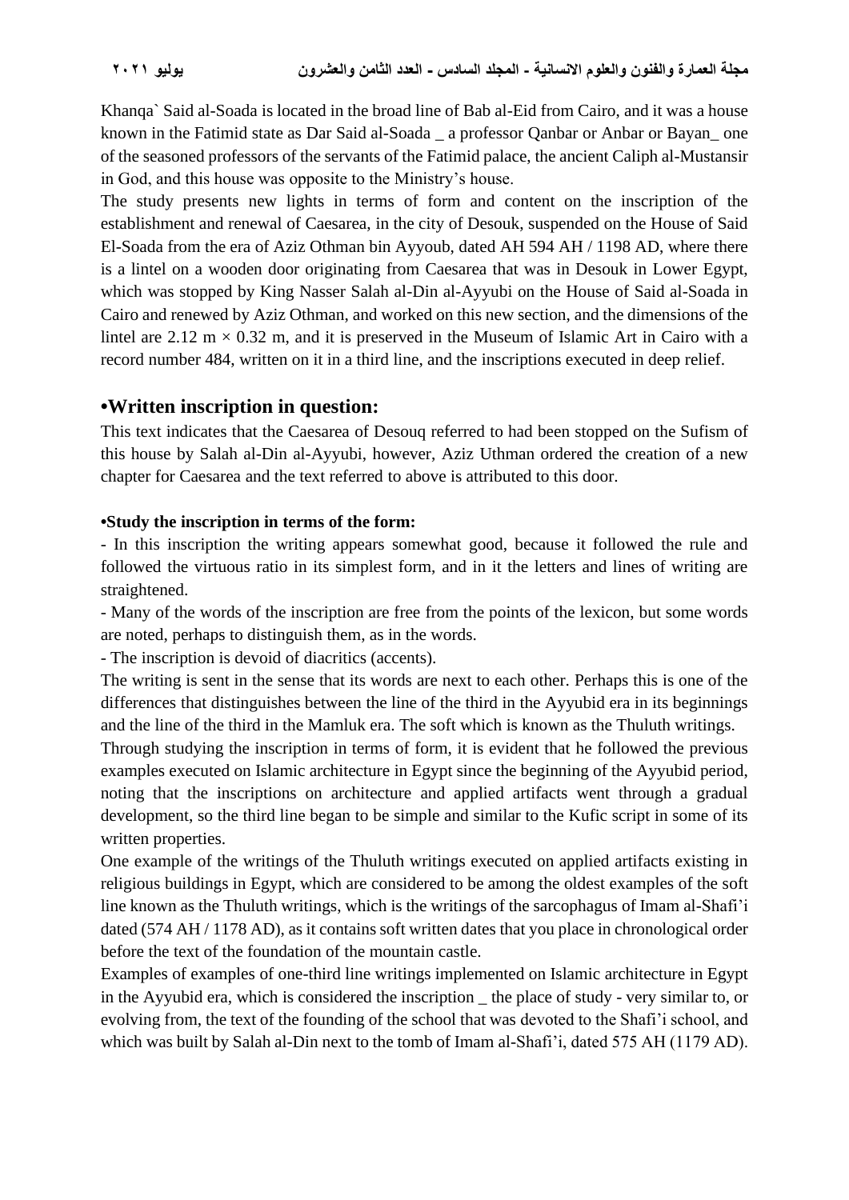Khanqa` Said al-Soada is located in the broad line of Bab al-Eid from Cairo, and it was a house known in the Fatimid state as Dar Said al-Soada _ a professor Qanbar or Anbar or Bayan_ one of the seasoned professors of the servants of the Fatimid palace, the ancient Caliph al-Mustansir in God, and this house was opposite to the Ministry's house.

The study presents new lights in terms of form and content on the inscription of the establishment and renewal of Caesarea, in the city of Desouk, suspended on the House of Said El-Soada from the era of Aziz Othman bin Ayyoub, dated AH 594 AH / 1198 AD, where there is a lintel on a wooden door originating from Caesarea that was in Desouk in Lower Egypt, which was stopped by King Nasser Salah al-Din al-Ayyubi on the House of Said al-Soada in Cairo and renewed by Aziz Othman, and worked on this new section, and the dimensions of the lintel are 2.12 m × 0.32 m, and it is preserved in the Museum of Islamic Art in Cairo with a record number 484, written on it in a third line, and the inscriptions executed in deep relief.

## •Written inscription in question:

This text indicates that the Caesarea of Desouq referred to had been stopped on the Sufism of this house by Salah al-Din al-Ayyubi, however, Aziz Uthman ordered the creation of a new chapter for Caesarea and the text referred to above is attributed to this door.

### •Study the inscription in terms of the form:

- In this inscription the writing appears somewhat good, because it followed the rule and followed the virtuous ratio in its simplest form, and in it the letters and lines of writing are straightened.
- Many of the words of the inscription are free from the points of the lexicon, but some words are noted, perhaps to distinguish them, as in the words.
- The inscription is devoid of diacritics (accents).

The writing is sent in the sense that its words are next to each other. Perhaps this is one of the differences that distinguishes between the line of the third in the Ayyubid era in its beginnings and the line of the third in the Mamluk era. The soft which is known as the Thuluth writings.

Through studying the inscription in terms of form, it is evident that he followed the previous examples executed on Islamic architecture in Egypt since the beginning of the Ayyubid period, noting that the inscriptions on architecture and applied artifacts went through a gradual development, so the third line began to be simple and similar to the Kufic script in some of its written properties.

One example of the writings of the Thuluth writings executed on applied artifacts existing in religious buildings in Egypt, which are considered to be among the oldest examples of the soft line known as the Thuluth writings, which is the writings of the sarcophagus of Imam al-Shafi'i dated (574 AH / 1178 AD), as it contains soft written dates that you place in chronological order before the text of the foundation of the mountain castle.

Examples of examples of one-third line writings implemented on Islamic architecture in Egypt in the Ayyubid era, which is considered the inscription _ the place of study - very similar to, or evolving from, the text of the founding of the school that was devoted to the Shafi'i school, and which was built by Salah al-Din next to the tomb of Imam al-Shafi'i, dated 575 AH (1179 AD).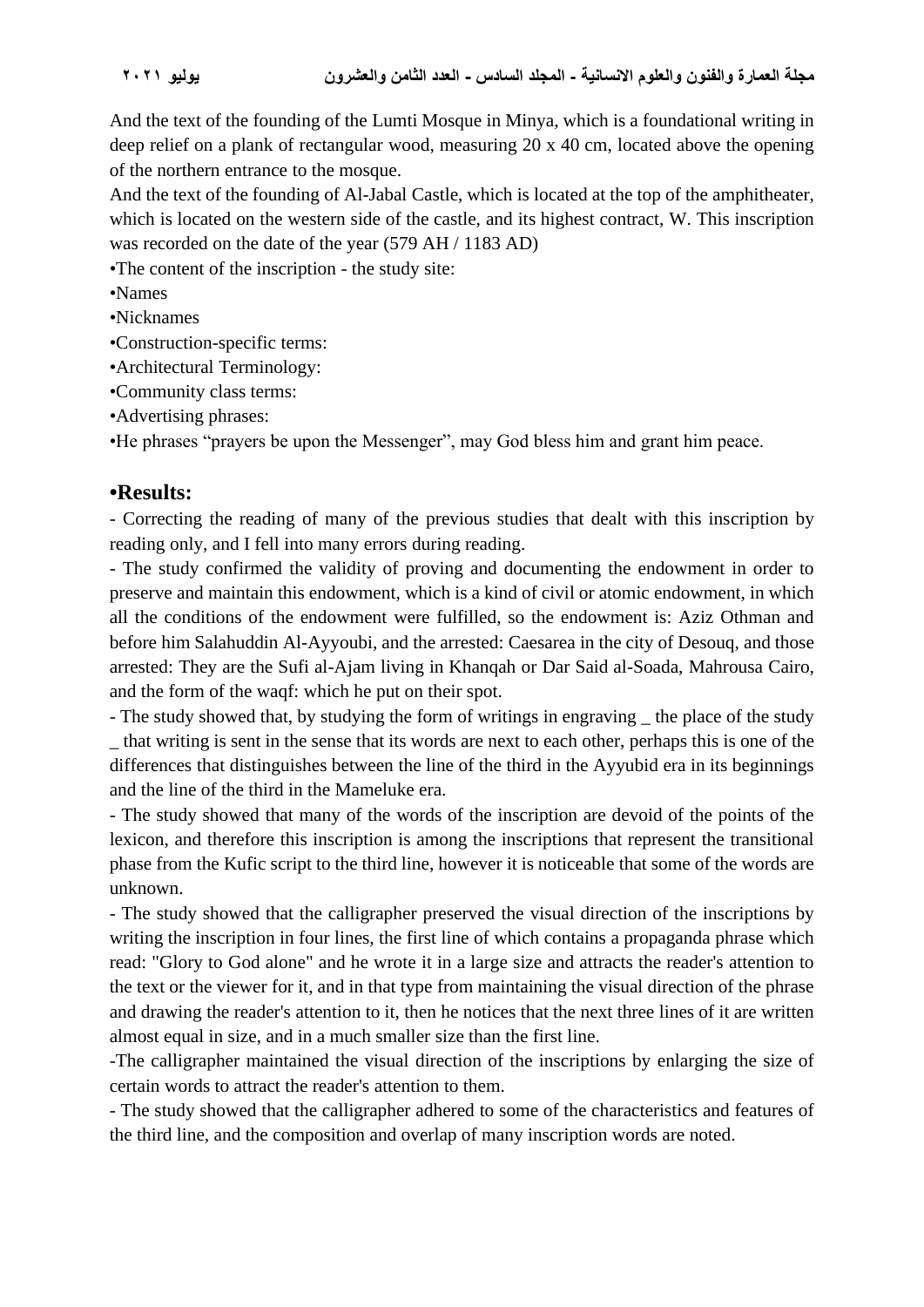And the text of the founding of the Lumti Mosque in Minya, which is a foundational writing in deep relief on a plank of rectangular wood, measuring 20 x 40 cm, located above the opening of the northern entrance to the mosque.

And the text of the founding of Al-Jabal Castle, which is located at the top of the amphitheater, which is located on the western side of the castle, and its highest contract, W. This inscription was recorded on the date of the year (579 AH / 1183 AD)

•The content of the inscription - the study site:

•Names

•Nicknames

•Construction-specific terms:

•Architectural Terminology:

•Community class terms:

•Advertising phrases:

•He phrases "prayers be upon the Messenger", may God bless him and grant him peace.

## •Results:

- Correcting the reading of many of the previous studies that dealt with this inscription by reading only, and I fell into many errors during reading.
- The study confirmed the validity of proving and documenting the endowment in order to preserve and maintain this endowment, which is a kind of civil or atomic endowment, in which all the conditions of the endowment were fulfilled, so the endowment is: Aziz Othman and before him Salahuddin Al-Ayyoubi, and the arrested: Caesarea in the city of Desouq, and those arrested: They are the Sufi al-Ajam living in Khanqah or Dar Said al-Soada, Mahrousa Cairo, and the form of the waqf: which he put on their spot.
- The study showed that, by studying the form of writings in engraving _ the place of the study _ that writing is sent in the sense that its words are next to each other, perhaps this is one of the differences that distinguishes between the line of the third in the Ayyubid era in its beginnings and the line of the third in the Mameluke era.
- The study showed that many of the words of the inscription are devoid of the points of the lexicon, and therefore this inscription is among the inscriptions that represent the transitional phase from the Kufic script to the third line, however it is noticeable that some of the words are unknown.
- The study showed that the calligrapher preserved the visual direction of the inscriptions by writing the inscription in four lines, the first line of which contains a propaganda phrase which read: "Glory to God alone" and he wrote it in a large size and attracts the reader's attention to the text or the viewer for it, and in that type from maintaining the visual direction of the phrase and drawing the reader's attention to it, then he notices that the next three lines of it are written almost equal in size, and in a much smaller size than the first line.
- The calligrapher maintained the visual direction of the inscriptions by enlarging the size of certain words to attract the reader's attention to them.
- The study showed that the calligrapher adhered to some of the characteristics and features of the third line, and the composition and overlap of many inscription words are noted.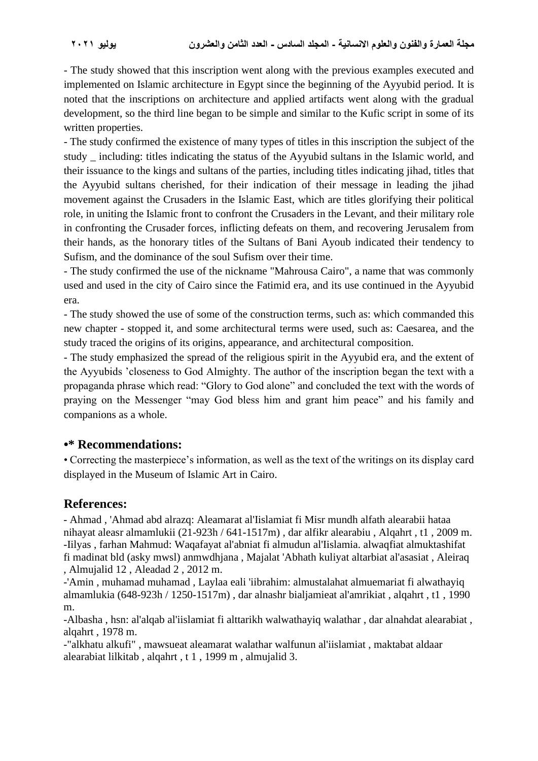- The study showed that this inscription went along with the previous examples executed and implemented on Islamic architecture in Egypt since the beginning of the Ayyubid period. It is noted that the inscriptions on architecture and applied artifacts went along with the gradual development, so the third line began to be simple and similar to the Kufic script in some of its written properties.

- The study confirmed the existence of many types of titles in this inscription the subject of the study _ including: titles indicating the status of the Ayyubid sultans in the Islamic world, and their issuance to the kings and sultans of the parties, including titles indicating jihad, titles that the Ayyubid sultans cherished, for their indication of their message in leading the jihad movement against the Crusaders in the Islamic East, which are titles glorifying their political role, in uniting the Islamic front to confront the Crusaders in the Levant, and their military role in confronting the Crusader forces, inflicting defeats on them, and recovering Jerusalem from their hands, as the honorary titles of the Sultans of Bani Ayoub indicated their tendency to Sufism, and the dominance of the soul Sufism over their time.

- The study confirmed the use of the nickname "Mahrousa Cairo", a name that was commonly used and used in the city of Cairo since the Fatimid era, and its use continued in the Ayyubid era.

- The study showed the use of some of the construction terms, such as: which commanded this new chapter - stopped it, and some architectural terms were used, such as: Caesarea, and the study traced the origins of its origins, appearance, and architectural composition.

- The study emphasized the spread of the religious spirit in the Ayyubid era, and the extent of the Ayyubids ’closeness to God Almighty. The author of the inscription began the text with a propaganda phrase which read: “Glory to God alone” and concluded the text with the words of praying on the Messenger “may God bless him and grant him peace” and his family and companions as a whole.

## •* Recommendations:

• Correcting the masterpiece’s information, as well as the text of the writings on its display card displayed in the Museum of Islamic Art in Cairo.

## References:

- Ahmad , 'Ahmad abd alrazq: Aleamarat al'Iislamiat fi Misr mundh alfath alearabii hataa nihayat aleasr almamlukii (21-923h / 641-1517m) , dar alfikr alearabiu , Alqahrt , t1 , 2009 m.
-Iilyas , farhan Mahmud: Waqafayat al'abniat fi almudun al'Iislamia. alwaqfiat almuktashifat fi madinat bld (asky mwsl) anmwdhjana , Majalat 'Abhath kuliyat altarbiat al'asasiat , Aleiraq , Almujalid 12 , Aleadad 2 , 2012 m.
-'Amin , muhamad muhamad , Laylaa eali 'iibrahim: almustalahat almuemariat fi alwathayiq almamlukia (648-923h / 1250-1517m) , dar alnashr bialjamieat al'amrikiat , alqahrt , t1 , 1990 m.
-Albasha , hsn: al'alqab al'iislamiat fi alttarikh walwathayiq walathar , dar alnahdat alearabiat , alqahrt , 1978 m.
-"alkhatu alkufi" , mawsueat aleamarat walathar walfunun al'iislamiat , maktabat aldaar alearabiat lilkitab , alqahrt , t 1 , 1999 m , almujalid 3.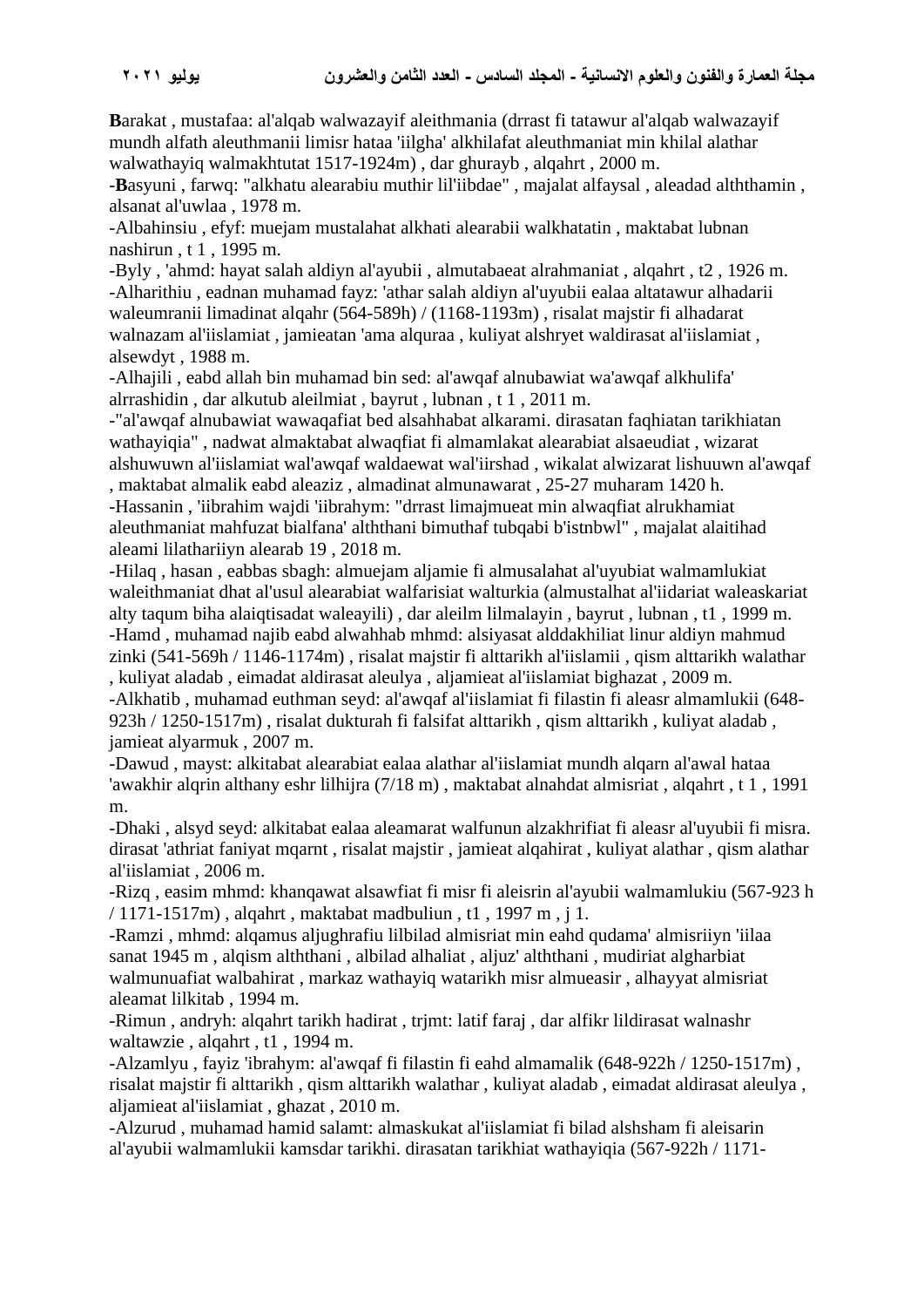**B**arakat , mustafaa: al'alqab walwazayif aleithmania (drrast fi tatawur al'alqab walwazayif mundh alfath aleuthmanii limisr hataa 'iilgha' alkhilafat aleuthmaniat min khilal alathar walwathayiq walmakhtutat 1517-1924m) , dar ghurayb , alqahrt , 2000 m.

-**B**asyuni , farwq: "alkhatu alearabiu muthir lil'iibdae" , majalat alfaysal , aleadad alththamin , alsanat al'uwlaa , 1978 m.

-Albahinsiu , efyf: muejam mustalahat alkhati alearabii walkhatatin , maktabat lubnan nashirun , t 1 , 1995 m.

-Byly , 'ahmd: hayat salah aldiyn al'ayubii , almutabaeat alrahmaniat , alqahrt , t2 , 1926 m.

-Alharithiu , eadnan muhamad fayz: 'athar salah aldiyn al'uyubii ealaa altatawur alhadarii waleumranii limadinat alqahr (564-589h) / (1168-1193m) , risalat majstir fi alhadarat walnazam al'iislamiat , jamieatan 'ama alquraa , kuliyat alshryet waldirasat al'iislamiat , alsewdyt , 1988 m.

-Alhajili , eabd allah bin muhamad bin sed: al'awqaf alnubawiat wa'awqaf alkhulifa' alrrashidin , dar alkutub aleilmiat , bayrut , lubnan , t 1 , 2011 m.

-"al'awqaf alnubawiat wawaqafiat bed alsahhabat alkarami. dirasatan faqhiatan tarikhiatan wathayiqia" , nadwat almaktabat alwaqfiat fi almamlakat alearabiat alsaeudiat , wizarat alshuwuwn al'iislamiat wal'awqaf waldaewat wal'iirshad , wikalat alwizarat lishuuwn al'awqaf , maktabat almalik eabd aleaziz , almadinat almunawarat , 25-27 muharam 1420 h.

-Hassanin , 'iibrahim wajdi 'iibrahym: "drrast limajmueat min alwaqfiat alrukhamiat aleuthmaniat mahfuzat bialfana' alththani bimuthaf tubqabi b'istnbwl" , majalat alaitihad aleami lilathariiyn alearab 19 , 2018 m.

-Hilaq , hasan , eabbas sbagh: almuejam aljamie fi almusalahat al'uyubiat walmamlukiat waleithmaniat dhat al'usul alearabiat walfarisiat walturkia (almustalhat al'iidariat waleaskariat alty taqum biha alaiqtisadat waleayili) , dar aleilm lilmalayin , bayrut , lubnan , t1 , 1999 m.

-Hamd , muhamad najib eabd alwahhab mhmd: alsiyasat alddakhiliat linur aldiyn mahmud zinki (541-569h / 1146-1174m) , risalat majstir fi alttarikh al'iislamii , qism alttarikh walathar , kuliyat aladab , eimadat aldirasat aleulya , aljamieat al'iislamiat bighazat , 2009 m.

-Alkhatib , muhamad euthman seyd: al'awqaf al'iislamiat fi filastin fi aleasr almamlukii (648-923h / 1250-1517m) , risalat dukturah fi falsifat alttarikh , qism alttarikh , kuliyat aladab , jamieat alyarmuk , 2007 m.

-Dawud , mayst: alkitabat alearabiat ealaa alathar al'iislamiat mundh alqarn al'awal hataa 'awakhir alqrin althany eshr lilhijra (7/18 m) , maktabat alnahdat almisriat , alqahrt , t 1 , 1991 m.

-Dhaki , alsyd seyd: alkitabat ealaa aleamarat walfunun alzakhrifiat fi aleasr al'uyubii fi misra. dirasat 'athriat faniyat mqarnt , risalat majstir , jamieat alqahirat , kuliyat alathar , qism alathar al'iislamiat , 2006 m.

-Rizq , easim mhmd: khanqawat alsawfiat fi misr fi aleisrin al'ayubii walmamlukiu (567-923 h / 1171-1517m) , alqahrt , maktabat madbuliun , t1 , 1997 m , j 1.

-Ramzi , mhmd: alqamus aljughrafiu lilbilad almisriat min eahd qudama' almisriiyn 'iilaa sanat 1945 m , alqism alththani , albilad alhaliat , aljuz' alththani , mudiriat algharbiat walmunuafiat walbahirat , markaz wathayiq watarikh misr almueasir , alhayyat almisriat aleamat lilkitab , 1994 m.

-Rimun , andryh: alqahrt tarikh hadirat , trjmt: latif faraj , dar alfikr lildirasat walnashr waltawzie , alqahrt , t1 , 1994 m.

-Alzamlyu , fayiz 'ibrahym: al'awqaf fi filastin fi eahd almamalik (648-922h / 1250-1517m) , risalat majstir fi alttarikh , qism alttarikh walathar , kuliyat aladab , eimadat aldirasat aleulya , aljamieat al'iislamiat , ghazat , 2010 m.

-Alzurud , muhamad hamid salamt: almaskukat al'iislamiat fi bilad alshsham fi aleisarin al'ayubii walmamlukii kamsdar tarikhi. dirasatan tarikhiat wathayiqia (567-922h / 1171-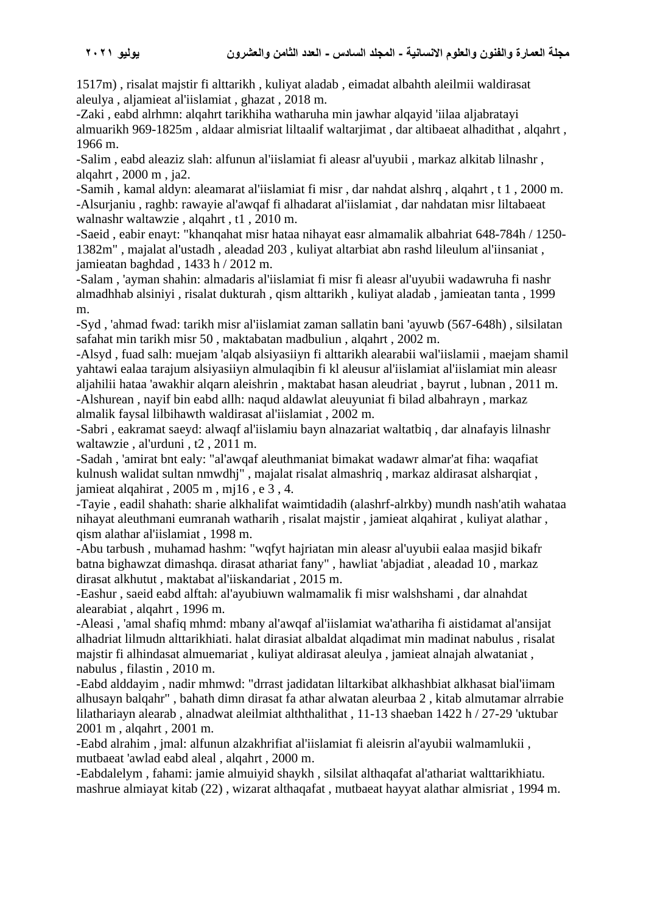1517m) , risalat majstir fi alttarikh , kuliyat aladab , eimadat albahth aleilmii waldirasat aleulya , aljamieat al'iislamiat , ghazat , 2018 m.

-Zaki , eabd alrhmn: alqahrt tarikhiha watharuha min jawhar alqayid 'iilaa aljabratayi almuarikh 969-1825m , aldaar almisriat liltaalif waltarjimat , dar altibaeat alhadithat , alqahrt , 1966 m.

-Salim , eabd aleaziz slah: alfunun al'iislamiat fi aleasr al'uyubii , markaz alkitab lilnashr , alqahrt , 2000 m , ja2.

-Samih , kamal aldyn: aleamarat al'iislamiat fi misr , dar nahdat alshrq , alqahrt , t 1 , 2000 m.

-Alsurjaniu , raghb: rawayie al'awqaf fi alhadarat al'iislamiat , dar nahdatan misr liltabaeat walnashr waltawzie , alqahrt , t1 , 2010 m.

-Saeid , eabir enayt: "khanqahat misr hataa nihayat easr almamalik albahriat 648-784h / 1250-1382m" , majalat al'ustadh , aleadad 203 , kuliyat altarbiat abn rashd lileulum al'iinsaniat , jamieatan baghdad , 1433 h / 2012 m.

-Salam , 'ayman shahin: almadaris al'iislamiat fi misr fi aleasr al'uyubii wadawruha fi nashr almadhhab alsiniyi , risalat dukturah , qism alttarikh , kuliyat aladab , jamieatan tanta , 1999 m.

-Syd , 'ahmad fwad: tarikh misr al'iislamiat zaman sallatin bani 'ayuwb (567-648h) , silsilatan safahat min tarikh misr 50 , maktabatan madbuliun , alqahrt , 2002 m.

-Alsyd , fuad salh: muejam 'alqab alsiyasiiyn fi alttarikh alearabii wal'iislamii , maejam shamil yahtawi ealaa tarajum alsiyasiiyn almulaqibin fi kl aleusur al'iislamiat al'iislamiat min aleasr aljahilii hataa 'awakhir alqarn aleishrin , maktabat hasan aleudriat , bayrut , lubnan , 2011 m.

-Alshurean , nayif bin eabd allh: naqud aldawlat aleuyuniat fi bilad albahrayn , markaz almalik faysal lilbihawth waldirasat al'iislamiat , 2002 m.

-Sabri , eakramat saeyd: alwaqf al'iislamiu bayn alnazariat waltatbiq , dar alnafayis lilnashr waltawzie , al'urduni , t2 , 2011 m.

-Sadah , 'amirat bnt ealy: "al'awqaf aleuthmaniat bimakat wadawr almar'at fiha: waqafiat kulnush walidat sultan nmwdhj" , majalat risalat almashriq , markaz aldirasat alsharqiat , jamieat alqahirat , 2005 m , mj16 , e 3 , 4.

-Tayie , eadil shahath: sharie alkhalifat waimtidadih (alashrf-alrkby) mundh nash'atih wahataa nihayat aleuthmani eumranah watharih , risalat majstir , jamieat alqahirat , kuliyat alathar , qism alathar al'iislamiat , 1998 m.

-Abu tarbush , muhamad hashm: "wqfyt hajriatan min aleasr al'uyubii ealaa masjid bikafr batna bighawzat dimashqa. dirasat athariat fany" , hawliat 'abjadiat , aleadad 10 , markaz dirasat alkhutut , maktabat al'iiskandariat , 2015 m.

-Eashur , saeid eabd alftah: al'ayubiuwn walmamalik fi misr walshshami , dar alnahdat alearabiat , alqahrt , 1996 m.

-Aleasi , 'amal shafiq mhmd: mbany al'awqaf al'iislamiat wa'athariha fi aistidamat al'ansijat alhadriat lilmudn alttarikhiati. halat dirasiat albaldat alqadimat min madinat nabulus , risalat majstir fi alhindasat almuemariat , kuliyat aldirasat aleulya , jamieat alnajah alwataniat , nabulus , filastin , 2010 m.

-Eabd alddayim , nadir mhmwd: "drrast jadidatan liltarkibat alkhashbiat alkhasat bial'iimam alhusayn balqahr" , bahath dimn dirasat fa athar alwatan aleurbaa 2 , kitab almutamar alrrabie lilathariayn alearab , alnadwat aleilmiat alththalithat , 11-13 shaeban 1422 h / 27-29 'uktubar 2001 m , alqahrt , 2001 m.

-Eabd alrahim , jmal: alfunun alzakhrifiat al'iislamiat fi aleisrin al'ayubii walmamlukii , mutbaeat 'awlad eabd aleal , alqahrt , 2000 m.

-Eabdalelym , fahami: jamie almuiyid shaykh , silsilat althaqafat al'athariat walttarikhiatu. mashrue almiayat kitab (22) , wizarat althaqafat , mutbaeat hayyat alathar almisriat , 1994 m.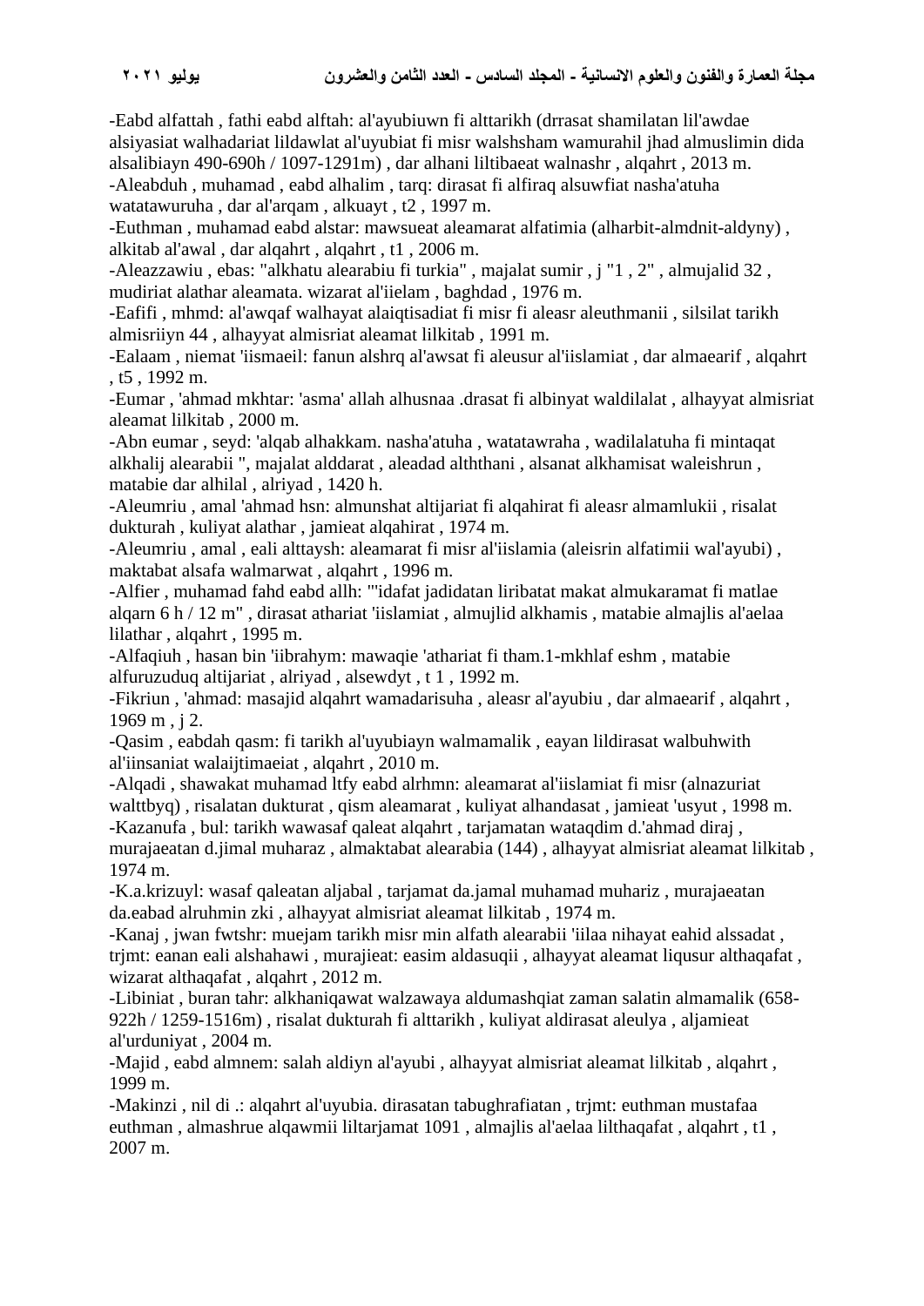-Eabd alfattah , fathi eabd alftah: al'ayubiuwn fi alttarikh (drrasat shamilatan lil'awdae alsiyasiat walhadariat lildawlat al'uyubiat fi misr walshsham wamurahil jhad almuslimin dida alsalibiayn 490-690h / 1097-1291m) , dar alhani liltibaeat walnashr , alqahrt , 2013 m.

-Aleabduh , muhamad , eabd alhalim , tarq: dirasat fi alfiraq alsuwfiat nasha'atuha watatawuruha , dar al'arqam , alkuayt , t2 , 1997 m.

-Euthman , muhamad eabd alstar: mawsueat aleamarat alfatimia (alharbit-almdnit-aldyny) , alkitab al'awal , dar alqahrt , alqahrt , t1 , 2006 m.

-Aleazzawiu , ebas: "alkhatu alearabiu fi turkia" , majalat sumir , j "1 , 2" , almujalid 32 , mudiriat alathar aleamata. wizarat al'iielam , baghdad , 1976 m.

-Eafifi , mhmd: al'awqaf walhayat alaiqtisadiat fi misr fi aleasr aleuthmanii , silsilat tarikh almisriiyn 44 , alhayyat almisriat aleamat lilkitab , 1991 m.

-Ealaam , niemat 'iismaeil: fanun alshrq al'awsat fi aleusur al'iislamiat , dar almaearif , alqahrt , t5 , 1992 m.

-Eumar , 'ahmad mkhtar: 'asma' allah alhusnaa .drasat fi albinyat waldilalat , alhayyat almisriat aleamat lilkitab , 2000 m.

-Abn eumar , seyd: 'alqab alhakkam. nasha'atuha , watatawraha , wadilalatuha fi mintaqat alkhalij alearabii ", majalat alddarat , aleadad alththani , alsanat alkhamisat waleishrun , matabie dar alhilal , alriyad , 1420 h.

-Aleumriu , amal 'ahmad hsn: almunshat altijariat fi alqahirat fi aleasr almamlukii , risalat dukturah , kuliyat alathar , jamieat alqahirat , 1974 m.

-Aleumriu , amal , eali alttaysh: aleamarat fi misr al'iislamia (aleisrin alfatimii wal'ayubi) , maktabat alsafa walmarwat , alqahrt , 1996 m.

-Alfier , muhamad fahd eabd allh: "'idafat jadidatan liribatat makat almukaramat fi matlae alqarn 6 h / 12 m" , dirasat athariat 'iislamiat , almujlid alkhamis , matabie almajlis al'aelaa lilathar , alqahrt , 1995 m.

-Alfaqiuh , hasan bin 'iibrahym: mawaqie 'athariat fi tham.1-mkhlaf eshm , matabie alfuruzuduq altijariat , alriyad , alsewdyt , t 1 , 1992 m.

-Fikriun , 'ahmad: masajid alqahrt wamadarisuha , aleasr al'ayubiu , dar almaearif , alqahrt , 1969 m , j 2.

-Qasim , eabdah qasm: fi tarikh al'uyubiayn walmamalik , eayan lildirasat walbuhwith al'iinsaniat walaijtimaeiat , alqahrt , 2010 m.

-Alqadi , shawakat muhamad ltfy eabd alrhmn: aleamarat al'iislamiat fi misr (alnazuriat walttbyq) , risalatan dukturat , qism aleamarat , kuliyat alhandasat , jamieat 'usyut , 1998 m.

-Kazanufa , bul: tarikh wawasaf qaleat alqahrt , tarjamatan wataqdim d.'ahmad diraj , murajaeatan d.jimal muharaz , almaktabat alearabia (144) , alhayyat almisriat aleamat lilkitab , 1974 m.

-K.a.krizuyl: wasaf qaleatan aljabal , tarjamat da.jamal muhamad muhariz , murajaeatan da.eabad alruhmin zki , alhayyat almisriat aleamat lilkitab , 1974 m.

-Kanaj , jwan fwtshr: muejam tarikh misr min alfath alearabii 'iilaa nihayat eahid alssadat , trjmt: eanan eali alshahawi , murajieat: easim aldasuqii , alhayyat aleamat liqusur althaqafat , wizarat althaqafat , alqahrt , 2012 m.

-Libiniat , buran tahr: alkhaniqawat walzawaya aldumashqiat zaman salatin almamalik (658-922h / 1259-1516m) , risalat dukturah fi alttarikh , kuliyat aldirasat aleulya , aljamieat al'urduniyat , 2004 m.

-Majid , eabd almnem: salah aldiyn al'ayubi , alhayyat almisriat aleamat lilkitab , alqahrt , 1999 m.

-Makinzi , nil di .: alqahrt al'uyubia. dirasatan tabughrafiatan , trjmt: euthman mustafaa euthman , almashrue alqawmii liltarjamat 1091 , almajlis al'aelaa lilthaqafat , alqahrt , t1 , 2007 m.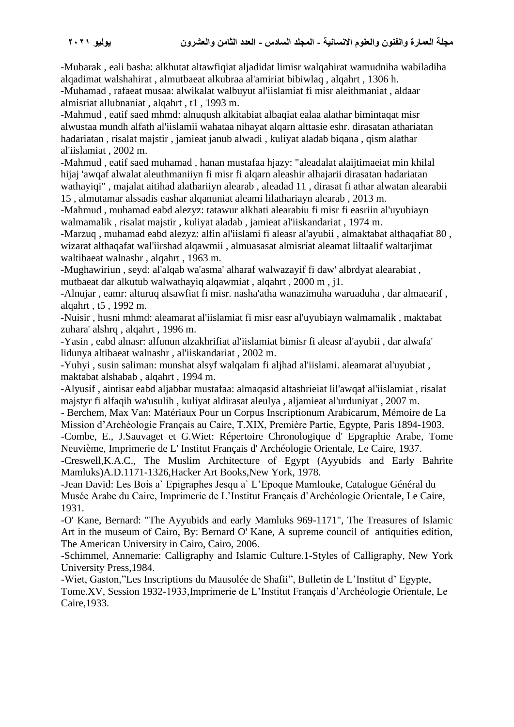-Mubarak , eali basha: alkhutat altawfiqiat aljadidat limisr walqahirat wamudniha wabiladiha alqadimat walshahirat , almutbaeat alkubraa al'amiriat bibiwlaq , alqahrt , 1306 h.

-Muhamad , rafaeat musaa: alwikalat walbuyut al'iislamiat fi misr aleithmaniat , aldaar almisriat allubnaniat , alqahrt , t1 , 1993 m.

-Mahmud , eatif saed mhmd: alnuqush alkitabiat albaqiat ealaa alathar bimintaqat misr alwustaa mundh alfath al'iislamii wahataa nihayat alqarn alttasie eshr. dirasatan athariatan hadariatan , risalat majstir , jamieat janub alwadi , kuliyat aladab biqana , qism alathar al'iislamiat , 2002 m.

-Mahmud , eatif saed muhamad , hanan mustafaa hjazy: "aleadalat alaijtimaeiat min khilal hijaj 'awqaf alwalat aleuthmaniiyn fi misr fi alqarn aleashir alhajarii dirasatan hadariatan wathayiqi" , majalat aitihad alathariiyn alearab , aleadad 11 , dirasat fi athar alwatan alearabii 15 , almutamar alssadis eashar alqanuniat aleami lilathariayn alearab , 2013 m.

-Mahmud , muhamad eabd alezyz: tatawur alkhati alearabiu fi misr fi easriin al'uyubiayn walmamalik , risalat majstir , kuliyat aladab , jamieat al'iiskandariat , 1974 m.

-Marzuq , muhamad eabd alezyz: alfin al'iislami fi aleasr al'ayubii , almaktabat althaqafiat 80 , wizarat althaqafat wal'iirshad alqawmii , almuasasat almisriat aleamat liltaalif waltarjimat waltibaeat walnashr , alqahrt , 1963 m.

-Mughawiriun , seyd: al'alqab wa'asma' alharaf walwazayif fi daw' albrdyat alearabiat , mutbaeat dar alkutub walwathayiq alqawmiat , alqahrt , 2000 m , j1.

-Alnujar , eamr: alturuq alsawfiat fi misr. nasha'atha wanazimuha waruaduha , dar almaearif , alqahrt , t5 , 1992 m.

-Nuisir , husni mhmd: aleamarat al'iislamiat fi misr easr al'uyubiayn walmamalik , maktabat zuhara' alshrq , alqahrt , 1996 m.

-Yasin , eabd alnasr: alfunun alzakhrifiat al'iislamiat bimisr fi aleasr al'ayubii , dar alwafa' lidunya altibaeat walnashr , al'iiskandariat , 2002 m.

-Yuhyi , susin saliman: munshat alsyf walqalam fi aljhad al'iislami. aleamarat al'uyubiat , maktabat alshabab , alqahrt , 1994 m.

-Alyusif , aintisar eabd aljabbar mustafaa: almaqasid altashrieiat lil'awqaf al'iislamiat , risalat majstyr fi alfaqih wa'usulih , kuliyat aldirasat aleulya , aljamieat al'urduniyat , 2007 m.

- Berchem, Max Van: Matériaux Pour un Corpus Inscriptionum Arabicarum, Mémoire de La Mission d'Archéologie Français au Caire, T.XIX, Première Partie, Egypte, Paris 1894-1903.

-Combe, E., J.Sauvaget et G.Wiet: Répertoire Chronologique d' Epgraphie Arabe, Tome Neuvième, Imprimerie de L' Institut Français d' Archéologie Orientale, Le Caire, 1937.

-Creswell,K.A.C., The Muslim Architecture of Egypt (Ayyubids and Early Bahrite Mamluks)A.D.1171-1326,Hacker Art Books,New York, 1978.

-Jean David: Les Bois a` Epigraphes Jesqu a` L'Epoque Mamlouke, Catalogue Général du Musée Arabe du Caire, Imprimerie de L'Institut Français d'Archéologie Orientale, Le Caire, 1931.

-O' Kane, Bernard: "The Ayyubids and early Mamluks 969-1171", The Treasures of Islamic Art in the museum of Cairo, By: Bernard O' Kane, A supreme council of antiquities edition, The American University in Cairo, Cairo, 2006.

-Schimmel, Annemarie: Calligraphy and Islamic Culture.1-Styles of Calligraphy, New York University Press,1984.

-Wiet, Gaston,"Les Inscriptions du Mausolée de Shafii", Bulletin de L'Institut d' Egypte, Tome.XV, Session 1932-1933,Imprimerie de L'Institut Français d'Archéologie Orientale, Le Caire,1933.